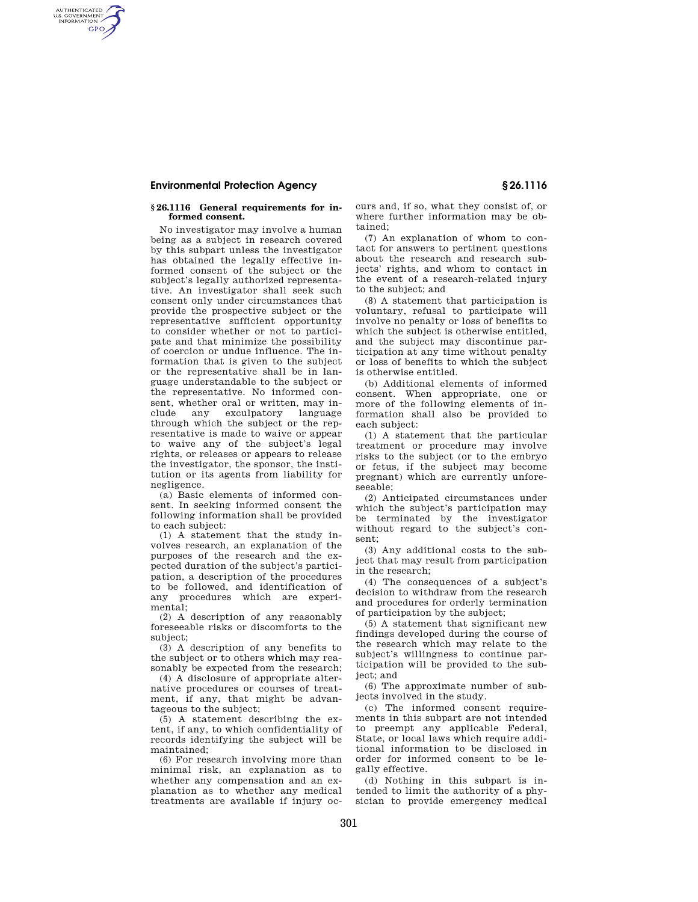### § 26.1116 General requirements for informed consent.

No investigator may involve a human being as a subject in research covered by this subpart unless the investigator has obtained the legally effective informed consent of the subject or the subject's legally authorized representative. An investigator shall seek such consent only under circumstances that provide the prospective subject or the representative sufficient opportunity to consider whether or not to participate and that minimize the possibility of coercion or undue influence. The information that is given to the subject or the representative shall be in language understandable to the subject or the representative. No informed consent, whether oral or written, may include any exculpatory language through which the subject or the representative is made to waive or appear to waive any of the subject's legal rights, or releases or appears to release the investigator, the sponsor, the institution or its agents from liability for negligence.

(a) Basic elements of informed consent. In seeking informed consent the following information shall be provided to each subject:

(1) A statement that the study involves research, an explanation of the purposes of the research and the expected duration of the subject's participation, a description of the procedures to be followed, and identification of any procedures which are experimental;

(2) A description of any reasonably foreseeable risks or discomforts to the subject;

(3) A description of any benefits to the subject or to others which may reasonably be expected from the research;

(4) A disclosure of appropriate alternative procedures or courses of treatment, if any, that might be advantageous to the subject;

(5) A statement describing the extent, if any, to which confidentiality of records identifying the subject will be maintained;

(6) For research involving more than minimal risk, an explanation as to whether any compensation and an explanation as to whether any medical treatments are available if injury occurs and, if so, what they consist of, or where further information may be obtained;

(7) An explanation of whom to contact for answers to pertinent questions about the research and research subjects' rights, and whom to contact in the event of a research-related injury to the subject; and

(8) A statement that participation is voluntary, refusal to participate will involve no penalty or loss of benefits to which the subject is otherwise entitled, and the subject may discontinue participation at any time without penalty or loss of benefits to which the subject is otherwise entitled.

(b) Additional elements of informed consent. When appropriate, one or more of the following elements of information shall also be provided to each subject:

(1) A statement that the particular treatment or procedure may involve risks to the subject (or to the embryo or fetus, if the subject may become pregnant) which are currently unforeseeable;

(2) Anticipated circumstances under which the subject's participation may be terminated by the investigator without regard to the subject's consent;

(3) Any additional costs to the subject that may result from participation in the research;

(4) The consequences of a subject's decision to withdraw from the research and procedures for orderly termination of participation by the subject;

(5) A statement that significant new findings developed during the course of the research which may relate to the subject's willingness to continue participation will be provided to the subject; and

(6) The approximate number of subjects involved in the study.

(c) The informed consent requirements in this subpart are not intended to preempt any applicable Federal, State, or local laws which require additional information to be disclosed in order for informed consent to be legally effective.

(d) Nothing in this subpart is intended to limit the authority of a physician to provide emergency medical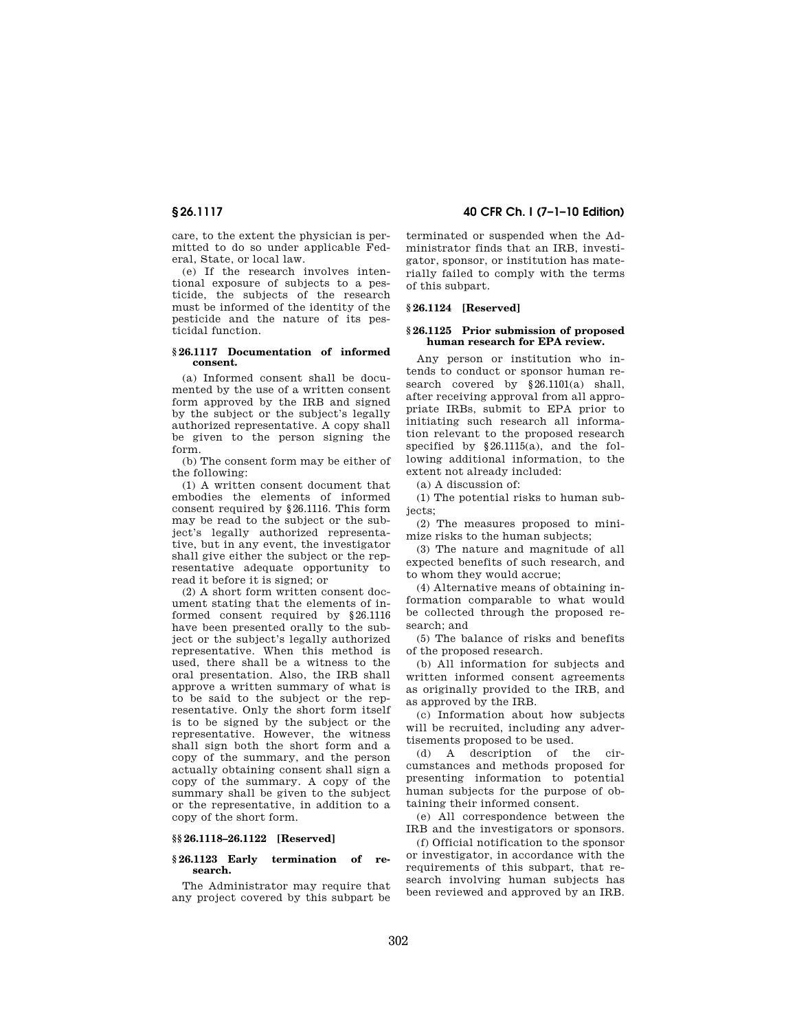care, to the extent the physician is permitted to do so under applicable Federal, State, or local law.

(e) If the research involves intentional exposure of subjects to a pesticide, the subjects of the research must be informed of the identity of the pesticide and the nature of its pesticidal function.

### § 26.1117 Documentation of informed consent.

(a) Informed consent shall be documented by the use of a written consent form approved by the IRB and signed by the subject or the subject's legally authorized representative. A copy shall be given to the person signing the form.

(b) The consent form may be either of the following:

(1) A written consent document that embodies the elements of informed consent required by § 26.1116. This form may be read to the subject or the subject's legally authorized representative, but in any event, the investigator shall give either the subject or the representative adequate opportunity to read it before it is signed; or

(2) A short form written consent document stating that the elements of informed consent required by § 26.1116 have been presented orally to the subject or the subject's legally authorized representative. When this method is used, there shall be a witness to the oral presentation. Also, the IRB shall approve a written summary of what is to be said to the subject or the representative. Only the short form itself is to be signed by the subject or the representative. However, the witness shall sign both the short form and a copy of the summary, and the person actually obtaining consent shall sign a copy of the summary. A copy of the summary shall be given to the subject or the representative, in addition to a copy of the short form.

### §§ 26.1118–26.1122 [Reserved]

### § 26.1123 Early termination of research.

The Administrator may require that any project covered by this subpart be terminated or suspended when the Administrator finds that an IRB, investigator, sponsor, or institution has materially failed to comply with the terms of this subpart.

### § 26.1124 [Reserved]

### § 26.1125 Prior submission of proposed human research for EPA review.

Any person or institution who intends to conduct or sponsor human research covered by § 26.1101(a) shall, after receiving approval from all appropriate IRBs, submit to EPA prior to initiating such research all information relevant to the proposed research specified by § 26.1115(a), and the following additional information, to the extent not already included:

(a) A discussion of:

(1) The potential risks to human subjects;

(2) The measures proposed to minimize risks to the human subjects;

(3) The nature and magnitude of all expected benefits of such research, and to whom they would accrue;

(4) Alternative means of obtaining information comparable to what would be collected through the proposed research; and

(5) The balance of risks and benefits of the proposed research.

(b) All information for subjects and written informed consent agreements as originally provided to the IRB, and as approved by the IRB.

(c) Information about how subjects will be recruited, including any advertisements proposed to be used.

(d) A description of the circumstances and methods proposed for presenting information to potential human subjects for the purpose of obtaining their informed consent.

(e) All correspondence between the IRB and the investigators or sponsors.

(f) Official notification to the sponsor or investigator, in accordance with the requirements of this subpart, that research involving human subjects has been reviewed and approved by an IRB.